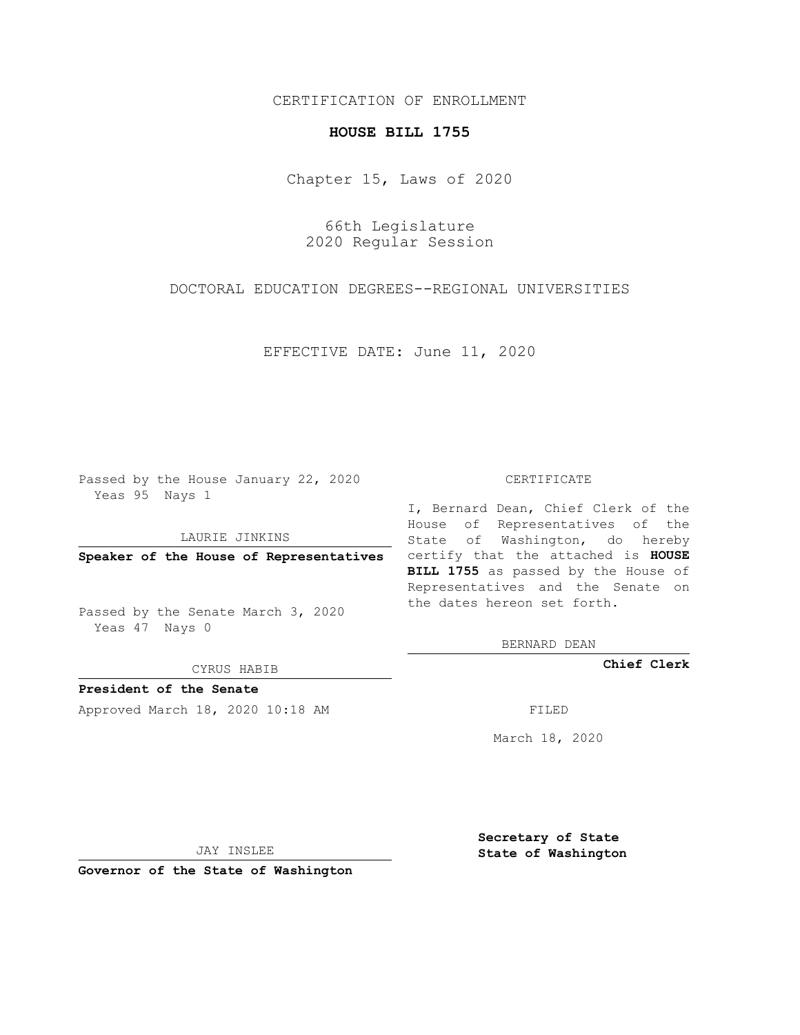CERTIFICATION OF ENROLLMENT

**HOUSE BILL 1755**

Chapter 15, Laws of 2020

66th Legislature
2020 Regular Session

DOCTORAL EDUCATION DEGREES--REGIONAL UNIVERSITIES

EFFECTIVE DATE: June 11, 2020

Passed by the House January 22, 2020
Yeas 95 Nays 1

LAURIE JINKINS

**Speaker of the House of Representatives**

Passed by the Senate March 3, 2020
Yeas 47 Nays 0

CYRUS HABIB

**President of the Senate**

Approved March 18, 2020 10:18 AM

JAY INSLEE

**Governor of the State of Washington**

CERTIFICATE

I, Bernard Dean, Chief Clerk of the House of Representatives of the State of Washington, do hereby certify that the attached is **HOUSE BILL 1755** as passed by the House of Representatives and the Senate on the dates hereon set forth.

BERNARD DEAN

**Chief Clerk**

FILED

March 18, 2020

**Secretary of State**
**State of Washington**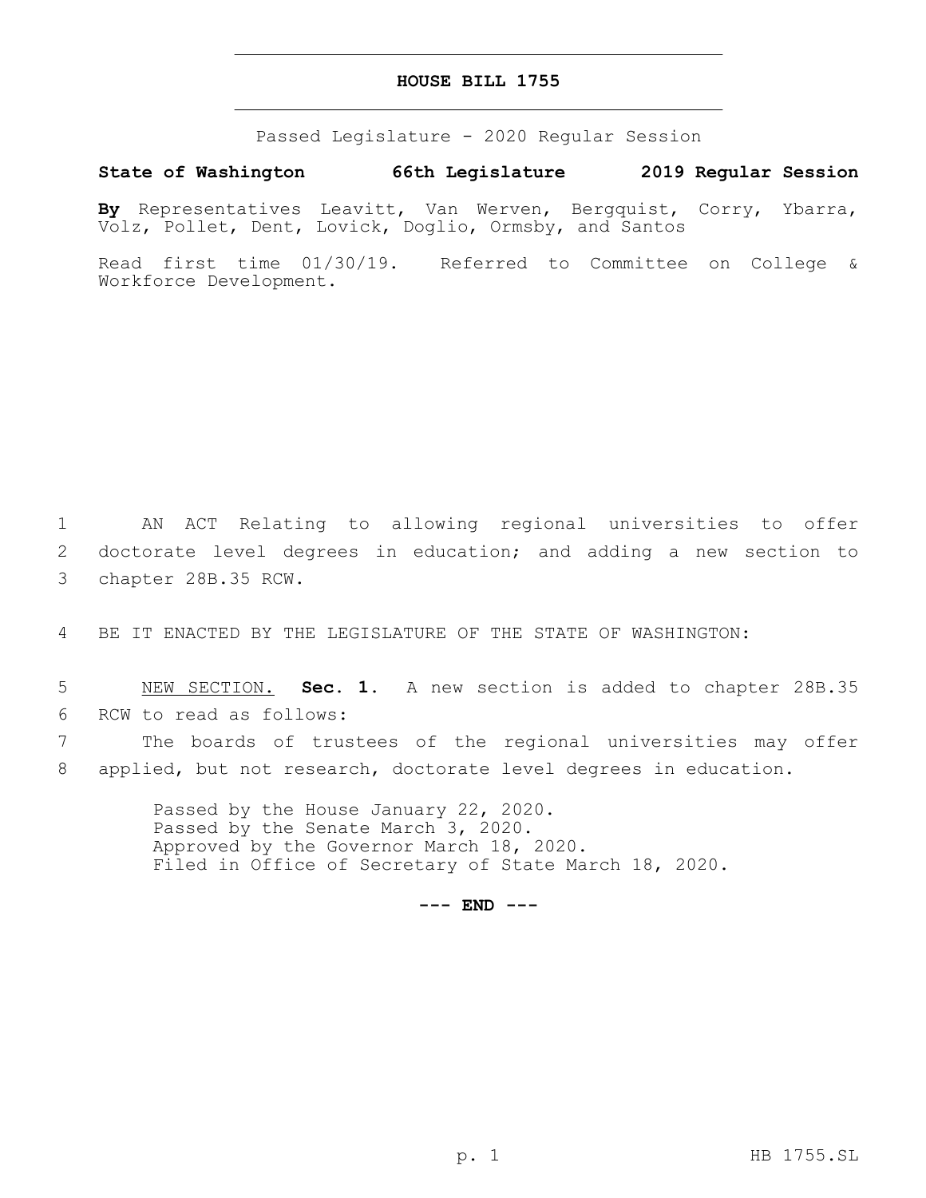# HOUSE BILL 1755

Passed Legislature - 2020 Regular Session

**State of Washington 66th Legislature 2019 Regular Session**

**By** Representatives Leavitt, Van Werven, Bergquist, Corry, Ybarra, Volz, Pollet, Dent, Lovick, Doglio, Ormsby, and Santos

Read first time 01/30/19. Referred to Committee on College & Workforce Development.

1 AN ACT Relating to allowing regional universities to offer
2 doctorate level degrees in education; and adding a new section to
3 chapter 28B.35 RCW.

4 BE IT ENACTED BY THE LEGISLATURE OF THE STATE OF WASHINGTON:

5 NEW SECTION. **Sec. 1.** A new section is added to chapter 28B.35
6 RCW to read as follows:

7 The boards of trustees of the regional universities may offer
8 applied, but not research, doctorate level degrees in education.

Passed by the House January 22, 2020.
Passed by the Senate March 3, 2020.
Approved by the Governor March 18, 2020.
Filed in Office of Secretary of State March 18, 2020.

**--- END ---**